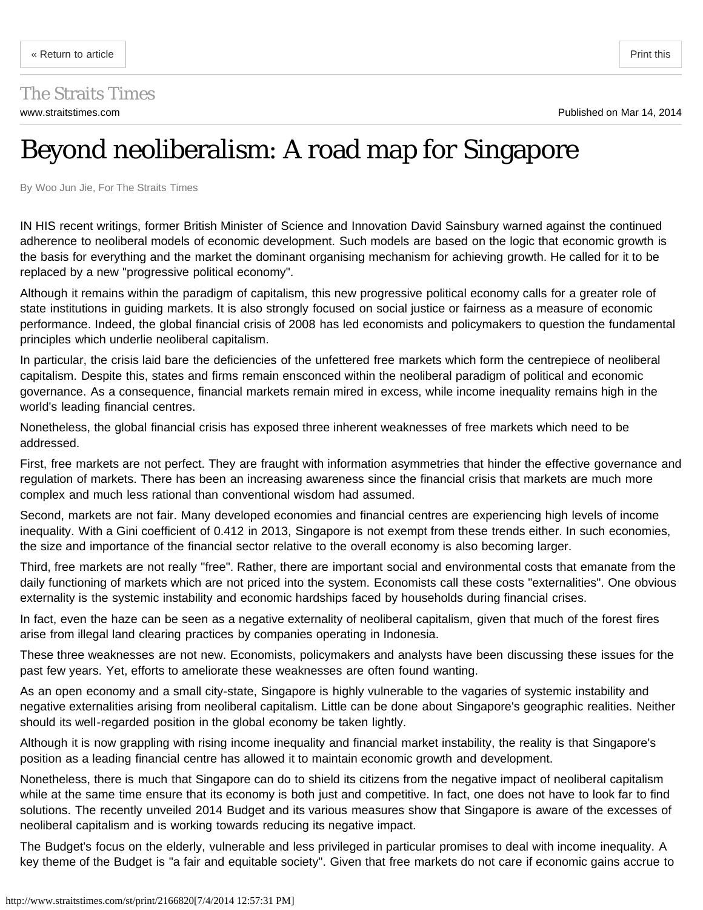The Straits Times

www.straitstimes.com

Published on Mar 14, 2014

# Beyond neoliberalism: A road map for Singapore

By Woo Jun Jie, For The Straits Times

IN HIS recent writings, former British Minister of Science and Innovation David Sainsbury warned against the continued adherence to neoliberal models of economic development. Such models are based on the logic that economic growth is the basis for everything and the market the dominant organising mechanism for achieving growth. He called for it to be replaced by a new "progressive political economy".

Although it remains within the paradigm of capitalism, this new progressive political economy calls for a greater role of state institutions in guiding markets. It is also strongly focused on social justice or fairness as a measure of economic performance. Indeed, the global financial crisis of 2008 has led economists and policymakers to question the fundamental principles which underlie neoliberal capitalism.

In particular, the crisis laid bare the deficiencies of the unfettered free markets which form the centrepiece of neoliberal capitalism. Despite this, states and firms remain ensconced within the neoliberal paradigm of political and economic governance. As a consequence, financial markets remain mired in excess, while income inequality remains high in the world's leading financial centres.

Nonetheless, the global financial crisis has exposed three inherent weaknesses of free markets which need to be addressed.

First, free markets are not perfect. They are fraught with information asymmetries that hinder the effective governance and regulation of markets. There has been an increasing awareness since the financial crisis that markets are much more complex and much less rational than conventional wisdom had assumed.

Second, markets are not fair. Many developed economies and financial centres are experiencing high levels of income inequality. With a Gini coefficient of 0.412 in 2013, Singapore is not exempt from these trends either. In such economies, the size and importance of the financial sector relative to the overall economy is also becoming larger.

Third, free markets are not really "free". Rather, there are important social and environmental costs that emanate from the daily functioning of markets which are not priced into the system. Economists call these costs "externalities". One obvious externality is the systemic instability and economic hardships faced by households during financial crises.

In fact, even the haze can be seen as a negative externality of neoliberal capitalism, given that much of the forest fires arise from illegal land clearing practices by companies operating in Indonesia.

These three weaknesses are not new. Economists, policymakers and analysts have been discussing these issues for the past few years. Yet, efforts to ameliorate these weaknesses are often found wanting.

As an open economy and a small city-state, Singapore is highly vulnerable to the vagaries of systemic instability and negative externalities arising from neoliberal capitalism. Little can be done about Singapore's geographic realities. Neither should its well-regarded position in the global economy be taken lightly.

Although it is now grappling with rising income inequality and financial market instability, the reality is that Singapore's position as a leading financial centre has allowed it to maintain economic growth and development.

Nonetheless, there is much that Singapore can do to shield its citizens from the negative impact of neoliberal capitalism while at the same time ensure that its economy is both just and competitive. In fact, one does not have to look far to find solutions. The recently unveiled 2014 Budget and its various measures show that Singapore is aware of the excesses of neoliberal capitalism and is working towards reducing its negative impact.

The Budget's focus on the elderly, vulnerable and less privileged in particular promises to deal with income inequality. A key theme of the Budget is "a fair and equitable society". Given that free markets do not care if economic gains accrue to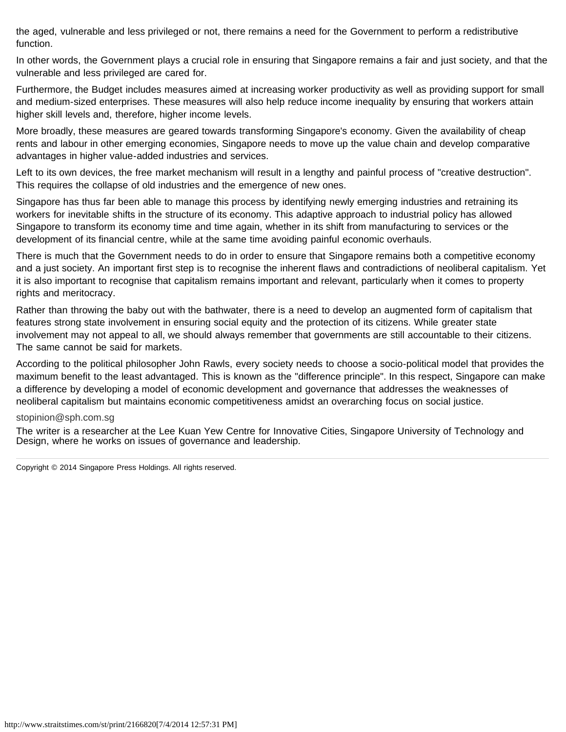the aged, vulnerable and less privileged or not, there remains a need for the Government to perform a redistributive function.

In other words, the Government plays a crucial role in ensuring that Singapore remains a fair and just society, and that the vulnerable and less privileged are cared for.

Furthermore, the Budget includes measures aimed at increasing worker productivity as well as providing support for small and medium-sized enterprises. These measures will also help reduce income inequality by ensuring that workers attain higher skill levels and, therefore, higher income levels.

More broadly, these measures are geared towards transforming Singapore's economy. Given the availability of cheap rents and labour in other emerging economies, Singapore needs to move up the value chain and develop comparative advantages in higher value-added industries and services.

Left to its own devices, the free market mechanism will result in a lengthy and painful process of "creative destruction". This requires the collapse of old industries and the emergence of new ones.

Singapore has thus far been able to manage this process by identifying newly emerging industries and retraining its workers for inevitable shifts in the structure of its economy. This adaptive approach to industrial policy has allowed Singapore to transform its economy time and time again, whether in its shift from manufacturing to services or the development of its financial centre, while at the same time avoiding painful economic overhauls.

There is much that the Government needs to do in order to ensure that Singapore remains both a competitive economy and a just society. An important first step is to recognise the inherent flaws and contradictions of neoliberal capitalism. Yet it is also important to recognise that capitalism remains important and relevant, particularly when it comes to property rights and meritocracy.

Rather than throwing the baby out with the bathwater, there is a need to develop an augmented form of capitalism that features strong state involvement in ensuring social equity and the protection of its citizens. While greater state involvement may not appeal to all, we should always remember that governments are still accountable to their citizens. The same cannot be said for markets.

According to the political philosopher John Rawls, every society needs to choose a socio-political model that provides the maximum benefit to the least advantaged. This is known as the "difference principle". In this respect, Singapore can make a difference by developing a model of economic development and governance that addresses the weaknesses of neoliberal capitalism but maintains economic competitiveness amidst an overarching focus on social justice.

stopinion@sph.com.sg

The writer is a researcher at the Lee Kuan Yew Centre for Innovative Cities, Singapore University of Technology and Design, where he works on issues of governance and leadership.

Copyright © 2014 Singapore Press Holdings. All rights reserved.